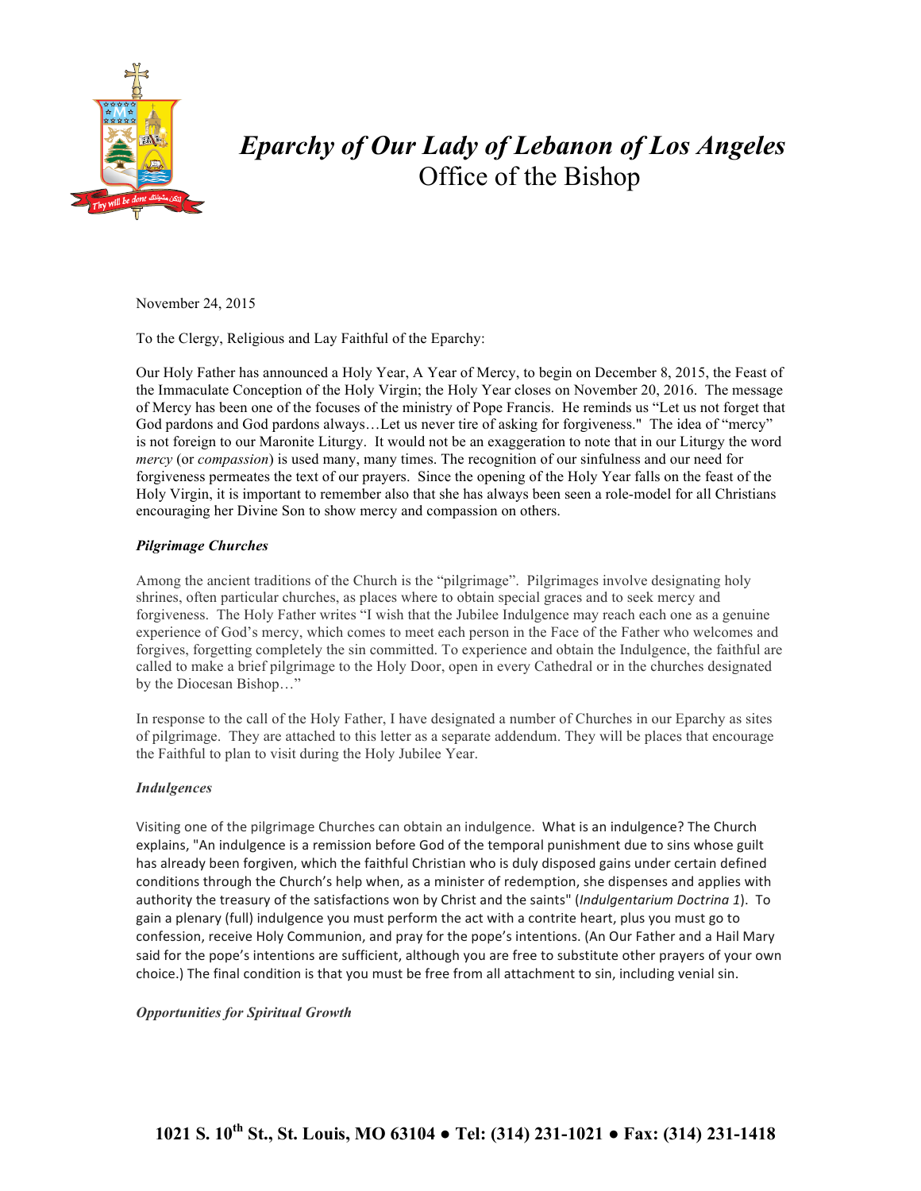# *Eparchy of Our Lady of Lebanon of Los Angeles*

## Office of the Bishop

November 24, 2015

To the Clergy, Religious and Lay Faithful of the Eparchy:

Our Holy Father has announced a Holy Year, A Year of Mercy, to begin on December 8, 2015, the Feast of the Immaculate Conception of the Holy Virgin; the Holy Year closes on November 20, 2016. The message of Mercy has been one of the focuses of the ministry of Pope Francis. He reminds us "Let us not forget that God pardons and God pardons always…Let us never tire of asking for forgiveness." The idea of "mercy" is not foreign to our Maronite Liturgy. It would not be an exaggeration to note that in our Liturgy the word *mercy* (or *compassion*) is used many, many times. The recognition of our sinfulness and our need for forgiveness permeates the text of our prayers. Since the opening of the Holy Year falls on the feast of the Holy Virgin, it is important to remember also that she has always been seen a role-model for all Christians encouraging her Divine Son to show mercy and compassion on others.

***Pilgrimage Churches***

Among the ancient traditions of the Church is the "pilgrimage". Pilgrimages involve designating holy shrines, often particular churches, as places where to obtain special graces and to seek mercy and forgiveness. The Holy Father writes "I wish that the Jubilee Indulgence may reach each one as a genuine experience of God's mercy, which comes to meet each person in the Face of the Father who welcomes and forgives, forgetting completely the sin committed. To experience and obtain the Indulgence, the faithful are called to make a brief pilgrimage to the Holy Door, open in every Cathedral or in the churches designated by the Diocesan Bishop…"

In response to the call of the Holy Father, I have designated a number of Churches in our Eparchy as sites of pilgrimage. They are attached to this letter as a separate addendum. They will be places that encourage the Faithful to plan to visit during the Holy Jubilee Year.

***Indulgences***

Visiting one of the pilgrimage Churches can obtain an indulgence. What is an indulgence? The Church explains, "An indulgence is a remission before God of the temporal punishment due to sins whose guilt has already been forgiven, which the faithful Christian who is duly disposed gains under certain defined conditions through the Church's help when, as a minister of redemption, she dispenses and applies with authority the treasury of the satisfactions won by Christ and the saints" (*Indulgentarium Doctrina 1*). To gain a plenary (full) indulgence you must perform the act with a contrite heart, plus you must go to confession, receive Holy Communion, and pray for the pope's intentions. (An Our Father and a Hail Mary said for the pope's intentions are sufficient, although you are free to substitute other prayers of your own choice.) The final condition is that you must be free from all attachment to sin, including venial sin.

***Opportunities for Spiritual Growth***

**1021 S. 10th St., St. Louis, MO 63104 ● Tel: (314) 231-1021 ● Fax: (314) 231-1418**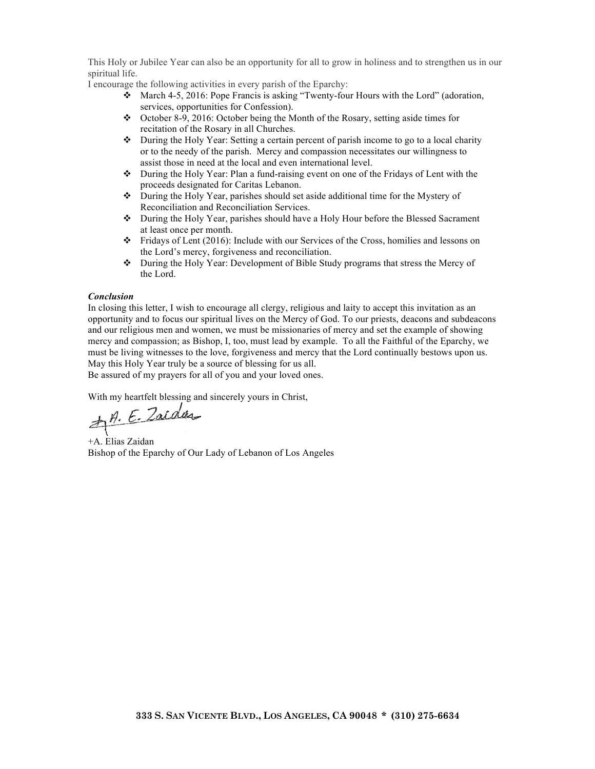This Holy or Jubilee Year can also be an opportunity for all to grow in holiness and to strengthen us in our spiritual life.

I encourage the following activities in every parish of the Eparchy:

- March 4-5, 2016: Pope Francis is asking "Twenty-four Hours with the Lord" (adoration, services, opportunities for Confession).
- October 8-9, 2016: October being the Month of the Rosary, setting aside times for recitation of the Rosary in all Churches.
- During the Holy Year: Setting a certain percent of parish income to go to a local charity or to the needy of the parish. Mercy and compassion necessitates our willingness to assist those in need at the local and even international level.
- During the Holy Year: Plan a fund-raising event on one of the Fridays of Lent with the proceeds designated for Caritas Lebanon.
- During the Holy Year, parishes should set aside additional time for the Mystery of Reconciliation and Reconciliation Services.
- During the Holy Year, parishes should have a Holy Hour before the Blessed Sacrament at least once per month.
- Fridays of Lent (2016): Include with our Services of the Cross, homilies and lessons on the Lord's mercy, forgiveness and reconciliation.
- During the Holy Year: Development of Bible Study programs that stress the Mercy of the Lord.

***Conclusion***

In closing this letter, I wish to encourage all clergy, religious and laity to accept this invitation as an opportunity and to focus our spiritual lives on the Mercy of God. To our priests, deacons and subdeacons and our religious men and women, we must be missionaries of mercy and set the example of showing mercy and compassion; as Bishop, I, too, must lead by example. To all the Faithful of the Eparchy, we must be living witnesses to the love, forgiveness and mercy that the Lord continually bestows upon us. May this Holy Year truly be a source of blessing for us all.

Be assured of my prayers for all of you and your loved ones.

With my heartfelt blessing and sincerely yours in Christ,

+A. E. Zaidan

+A. Elias Zaidan
Bishop of the Eparchy of Our Lady of Lebanon of Los Angeles

**333 S. San Vicente Blvd., Los Angeles, CA 90048 * (310) 275-6634**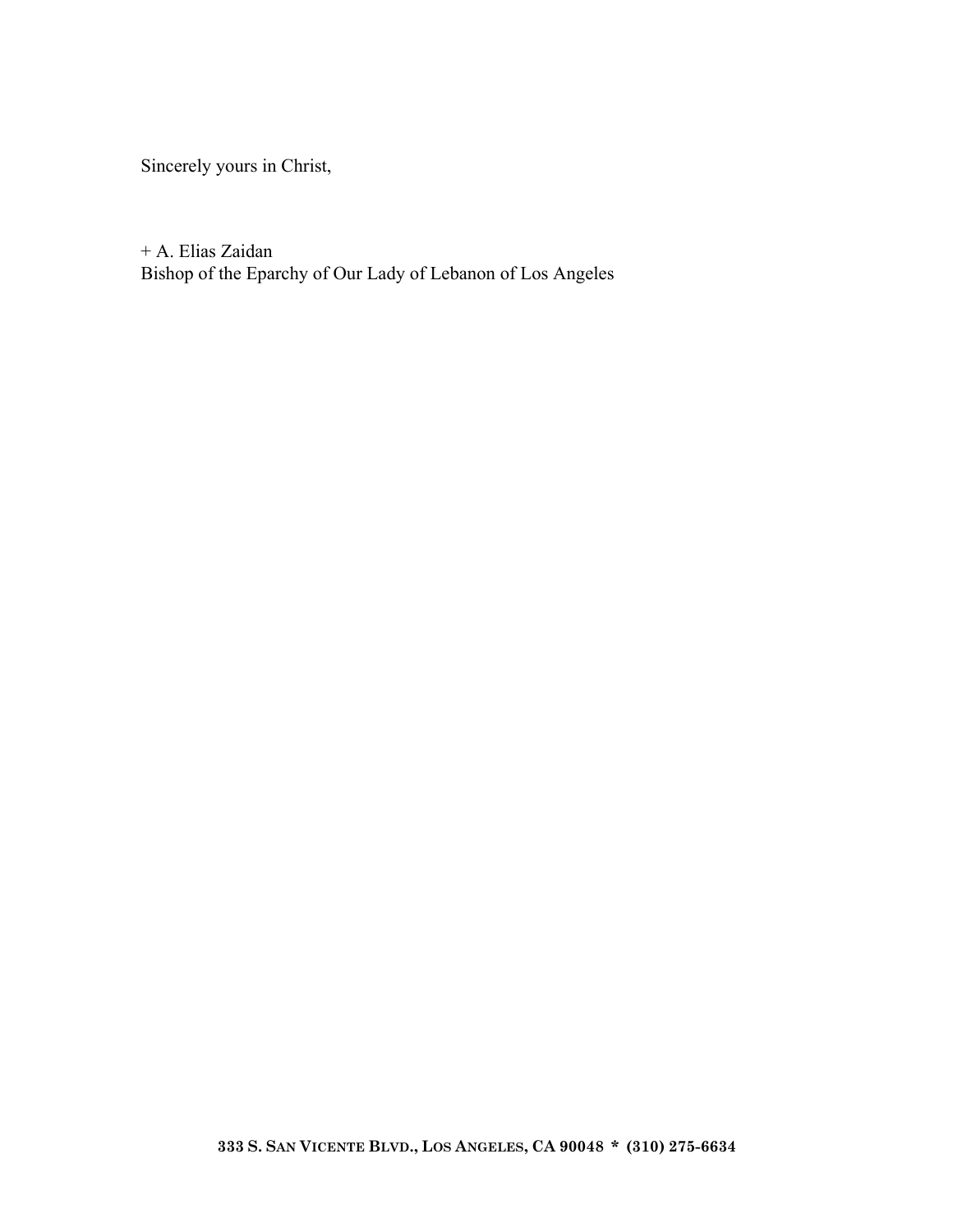Sincerely yours in Christ,

+ A. Elias Zaidan
Bishop of the Eparchy of Our Lady of Lebanon of Los Angeles